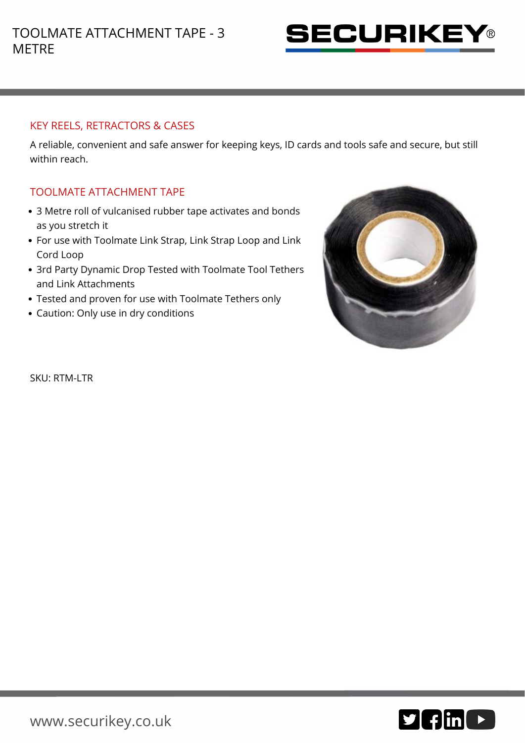# TOOLMATE ATTACHMENT TAPE - 3 METRE

## KEY REELS, RETRACTORS & CASES

A reliable, convenient and safe answer for keeping keys, ID cards and tools safe and secure, but still within reach.

## TOOLMATE ATTACHMENT TAPE

- 3 Metre roll of vulcanised rubber tape activates and bonds as you stretch it
- For use with Toolmate Link Strap, Link Strap Loop and Link Cord Loop
- 3rd Party Dynamic Drop Tested with Toolmate Tool Tethers and Link Attachments
- Tested and proven for use with Toolmate Tethers only
- Caution: Only use in dry conditions

SKU: RTM-LTR

www.securikey.co.uk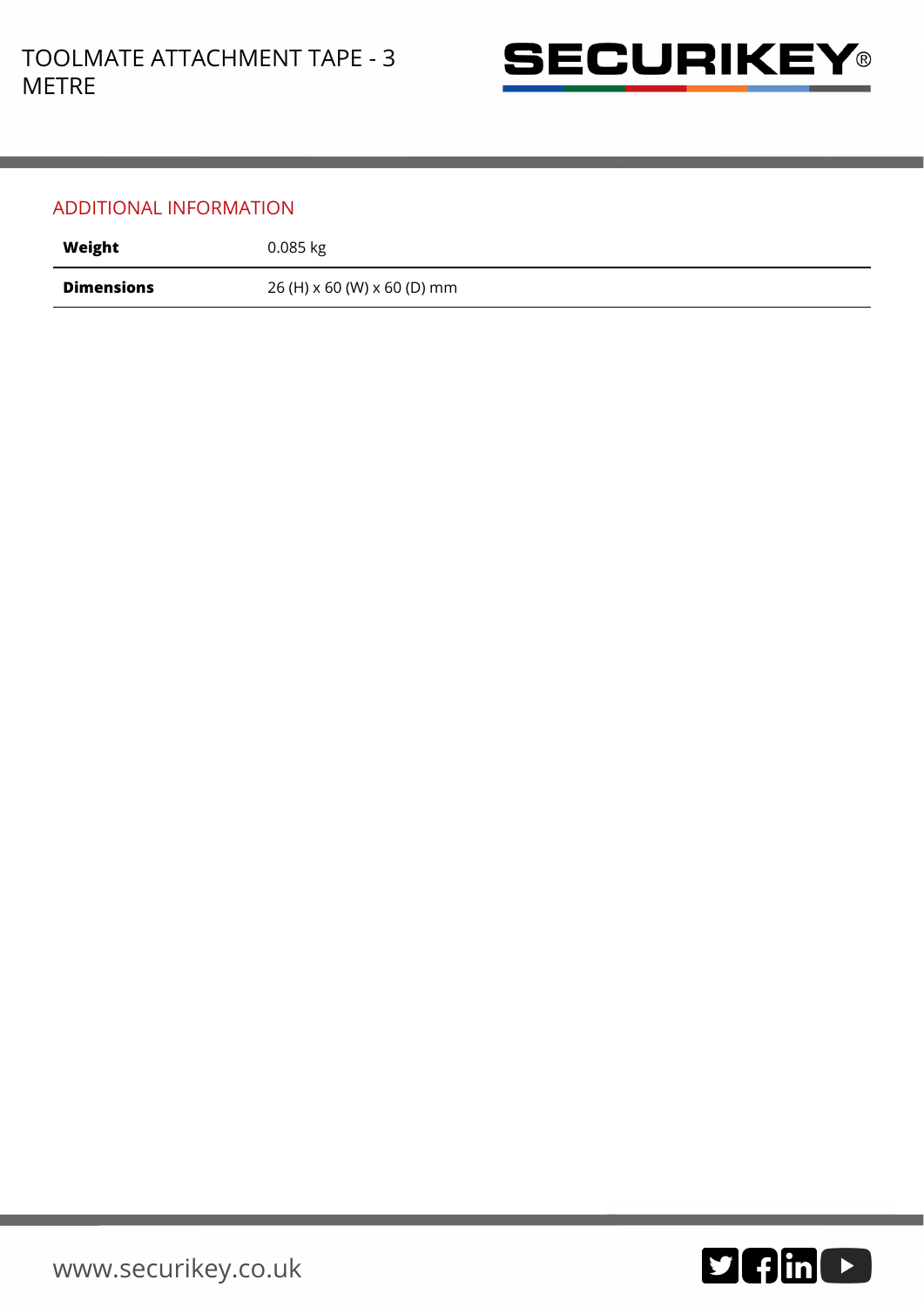## ADDITIONAL INFORMATION

| **Weight** | 0.085 kg |
|---|---|
| **Dimensions** | 26 (H) x 60 (W) x 60 (D) mm |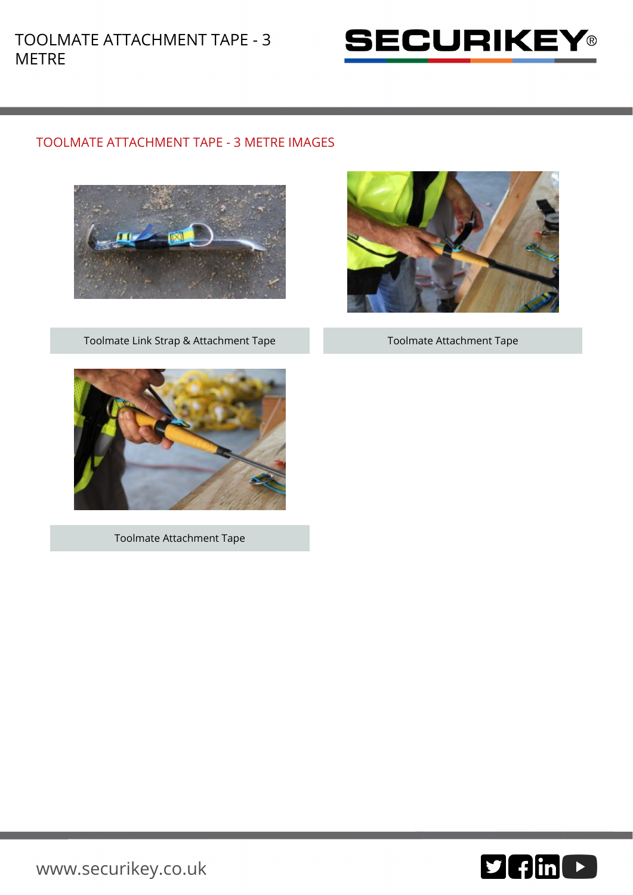## TOOLMATE ATTACHMENT TAPE - 3 METRE IMAGES

Toolmate Link Strap & Attachment Tape

Toolmate Attachment Tape

Toolmate Attachment Tape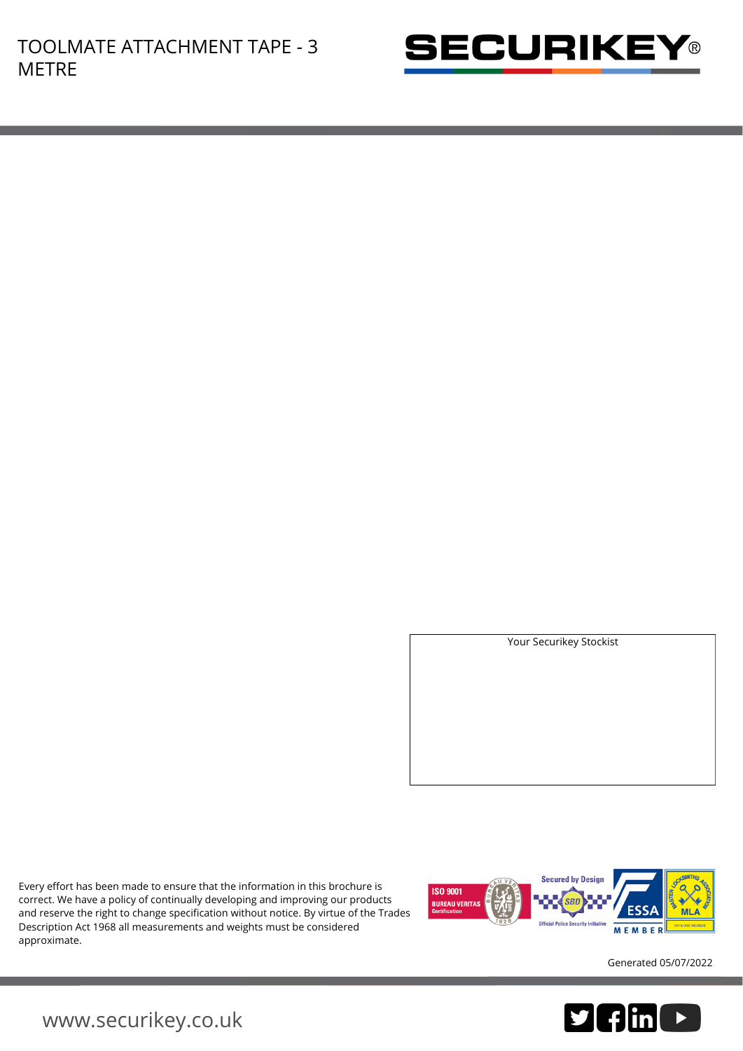# TOOLMATE ATTACHMENT TAPE - 3 METRE

Your Securikey Stockist

Every effort has been made to ensure that the information in this brochure is correct. We have a policy of continually developing and improving our products and reserve the right to change specification without notice. By virtue of the Trades Description Act 1968 all measurements and weights must be considered approximate.

Generated 05/07/2022

www.securikey.co.uk